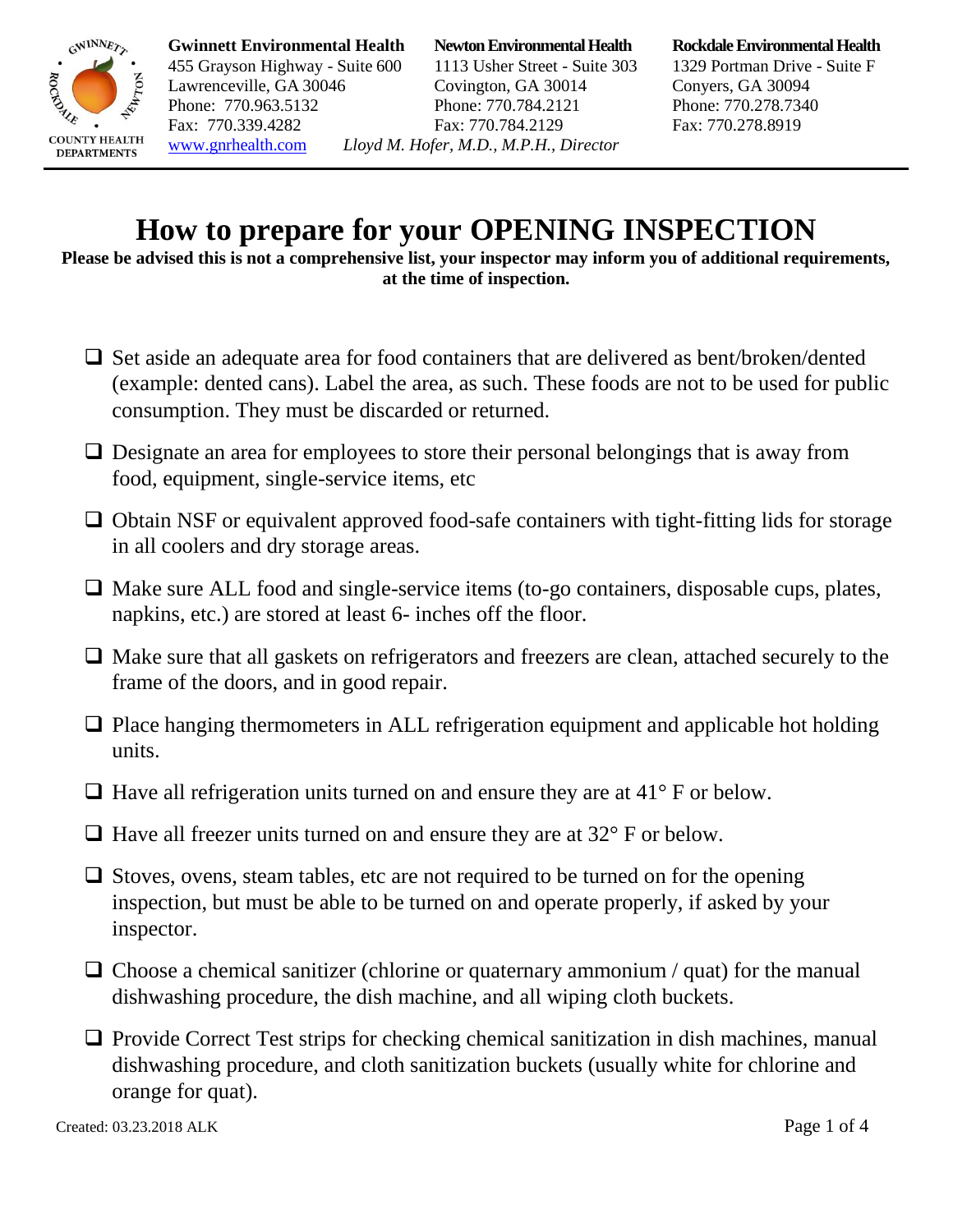**Gwinnett Environmental Health**
455 Grayson Highway - Suite 600
Lawrenceville, GA 30046
Phone: 770.963.5132
Fax: 770.339.4282
www.gnrhealth.com

**Newton Environmental Health**
1113 Usher Street - Suite 303
Covington, GA 30014
Phone: 770.784.2121
Fax: 770.784.2129

**Rockdale Environmental Health**
1329 Portman Drive - Suite F
Conyers, GA 30094
Phone: 770.278.7340
Fax: 770.278.8919

*Lloyd M. Hofer, M.D., M.P.H., Director*

# How to prepare for your OPENING INSPECTION

**Please be advised this is not a comprehensive list, your inspector may inform you of additional requirements, at the time of inspection.**

- ☐ Set aside an adequate area for food containers that are delivered as bent/broken/dented (example: dented cans). Label the area, as such. These foods are not to be used for public consumption. They must be discarded or returned.
- ☐ Designate an area for employees to store their personal belongings that is away from food, equipment, single-service items, etc
- ☐ Obtain NSF or equivalent approved food-safe containers with tight-fitting lids for storage in all coolers and dry storage areas.
- ☐ Make sure ALL food and single-service items (to-go containers, disposable cups, plates, napkins, etc.) are stored at least 6- inches off the floor.
- ☐ Make sure that all gaskets on refrigerators and freezers are clean, attached securely to the frame of the doors, and in good repair.
- ☐ Place hanging thermometers in ALL refrigeration equipment and applicable hot holding units.
- ☐ Have all refrigeration units turned on and ensure they are at 41° F or below.
- ☐ Have all freezer units turned on and ensure they are at 32° F or below.
- ☐ Stoves, ovens, steam tables, etc are not required to be turned on for the opening inspection, but must be able to be turned on and operate properly, if asked by your inspector.
- ☐ Choose a chemical sanitizer (chlorine or quaternary ammonium / quat) for the manual dishwashing procedure, the dish machine, and all wiping cloth buckets.
- ☐ Provide Correct Test strips for checking chemical sanitization in dish machines, manual dishwashing procedure, and cloth sanitization buckets (usually white for chlorine and orange for quat).

Created: 03.23.2018 ALK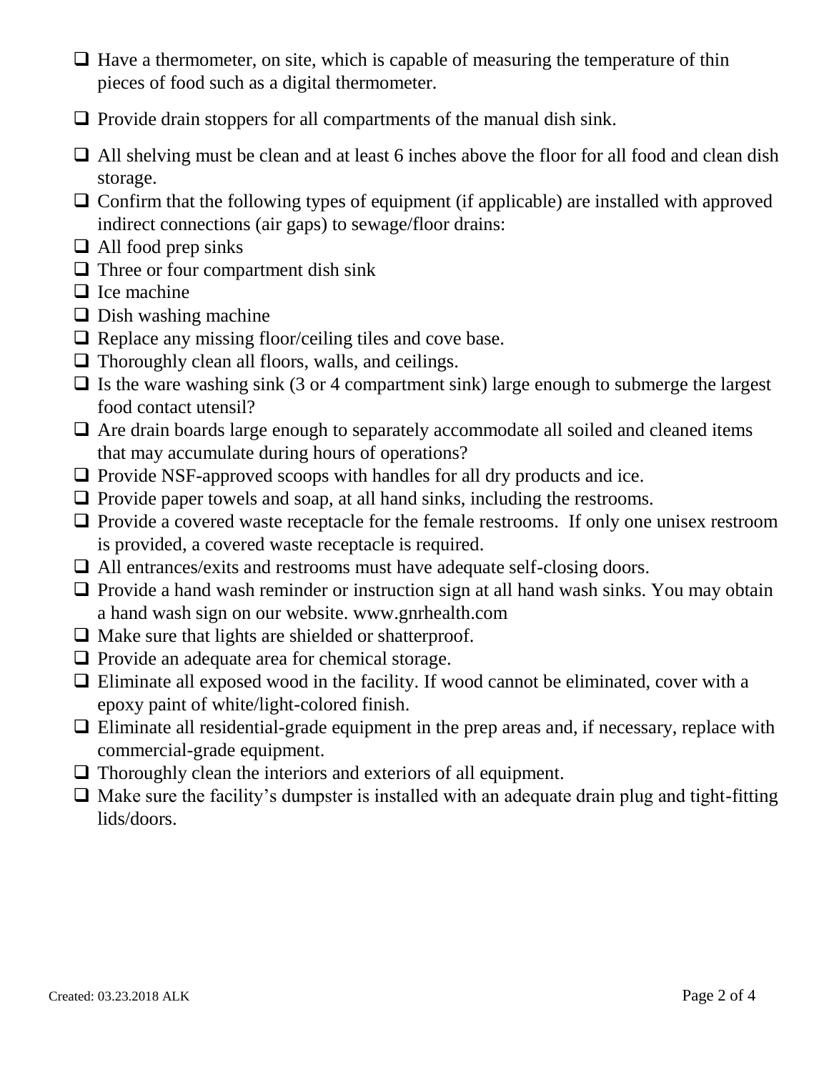- [ ] Have a thermometer, on site, which is capable of measuring the temperature of thin pieces of food such as a digital thermometer.
- [ ] Provide drain stoppers for all compartments of the manual dish sink.
- [ ] All shelving must be clean and at least 6 inches above the floor for all food and clean dish storage.
- [ ] Confirm that the following types of equipment (if applicable) are installed with approved indirect connections (air gaps) to sewage/floor drains:
- [ ] All food prep sinks
- [ ] Three or four compartment dish sink
- [ ] Ice machine
- [ ] Dish washing machine
- [ ] Replace any missing floor/ceiling tiles and cove base.
- [ ] Thoroughly clean all floors, walls, and ceilings.
- [ ] Is the ware washing sink (3 or 4 compartment sink) large enough to submerge the largest food contact utensil?
- [ ] Are drain boards large enough to separately accommodate all soiled and cleaned items that may accumulate during hours of operations?
- [ ] Provide NSF-approved scoops with handles for all dry products and ice.
- [ ] Provide paper towels and soap, at all hand sinks, including the restrooms.
- [ ] Provide a covered waste receptacle for the female restrooms. If only one unisex restroom is provided, a covered waste receptacle is required.
- [ ] All entrances/exits and restrooms must have adequate self-closing doors.
- [ ] Provide a hand wash reminder or instruction sign at all hand wash sinks. You may obtain a hand wash sign on our website. www.gnrhealth.com
- [ ] Make sure that lights are shielded or shatterproof.
- [ ] Provide an adequate area for chemical storage.
- [ ] Eliminate all exposed wood in the facility. If wood cannot be eliminated, cover with a epoxy paint of white/light-colored finish.
- [ ] Eliminate all residential-grade equipment in the prep areas and, if necessary, replace with commercial-grade equipment.
- [ ] Thoroughly clean the interiors and exteriors of all equipment.
- [ ] Make sure the facility's dumpster is installed with an adequate drain plug and tight-fitting lids/doors.

Created: 03.23.2018 ALK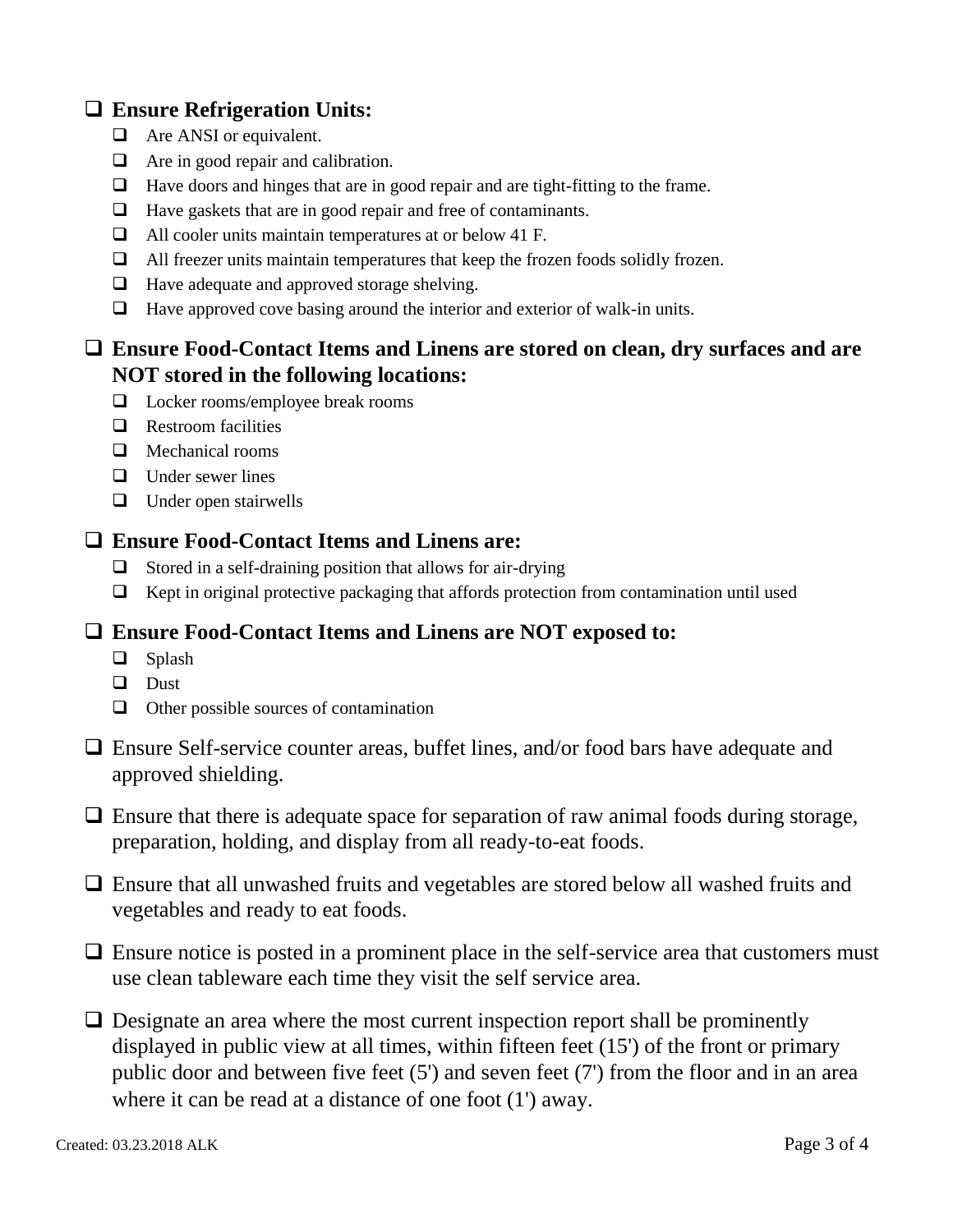- [ ] **Ensure Refrigeration Units:**
  - [ ] Are ANSI or equivalent.
  - [ ] Are in good repair and calibration.
  - [ ] Have doors and hinges that are in good repair and are tight-fitting to the frame.
  - [ ] Have gaskets that are in good repair and free of contaminants.
  - [ ] All cooler units maintain temperatures at or below 41 F.
  - [ ] All freezer units maintain temperatures that keep the frozen foods solidly frozen.
  - [ ] Have adequate and approved storage shelving.
  - [ ] Have approved cove basing around the interior and exterior of walk-in units.

- [ ] **Ensure Food-Contact Items and Linens are stored on clean, dry surfaces and are NOT stored in the following locations:**
  - [ ] Locker rooms/employee break rooms
  - [ ] Restroom facilities
  - [ ] Mechanical rooms
  - [ ] Under sewer lines
  - [ ] Under open stairwells

- [ ] **Ensure Food-Contact Items and Linens are:**
  - [ ] Stored in a self-draining position that allows for air-drying
  - [ ] Kept in original protective packaging that affords protection from contamination until used

- [ ] **Ensure Food-Contact Items and Linens are NOT exposed to:**
  - [ ] Splash
  - [ ] Dust
  - [ ] Other possible sources of contamination

- [ ] Ensure Self-service counter areas, buffet lines, and/or food bars have adequate and approved shielding.

- [ ] Ensure that there is adequate space for separation of raw animal foods during storage, preparation, holding, and display from all ready-to-eat foods.

- [ ] Ensure that all unwashed fruits and vegetables are stored below all washed fruits and vegetables and ready to eat foods.

- [ ] Ensure notice is posted in a prominent place in the self-service area that customers must use clean tableware each time they visit the self service area.

- [ ] Designate an area where the most current inspection report shall be prominently displayed in public view at all times, within fifteen feet (15') of the front or primary public door and between five feet (5') and seven feet (7') from the floor and in an area where it can be read at a distance of one foot (1') away.

Created: 03.23.2018 ALK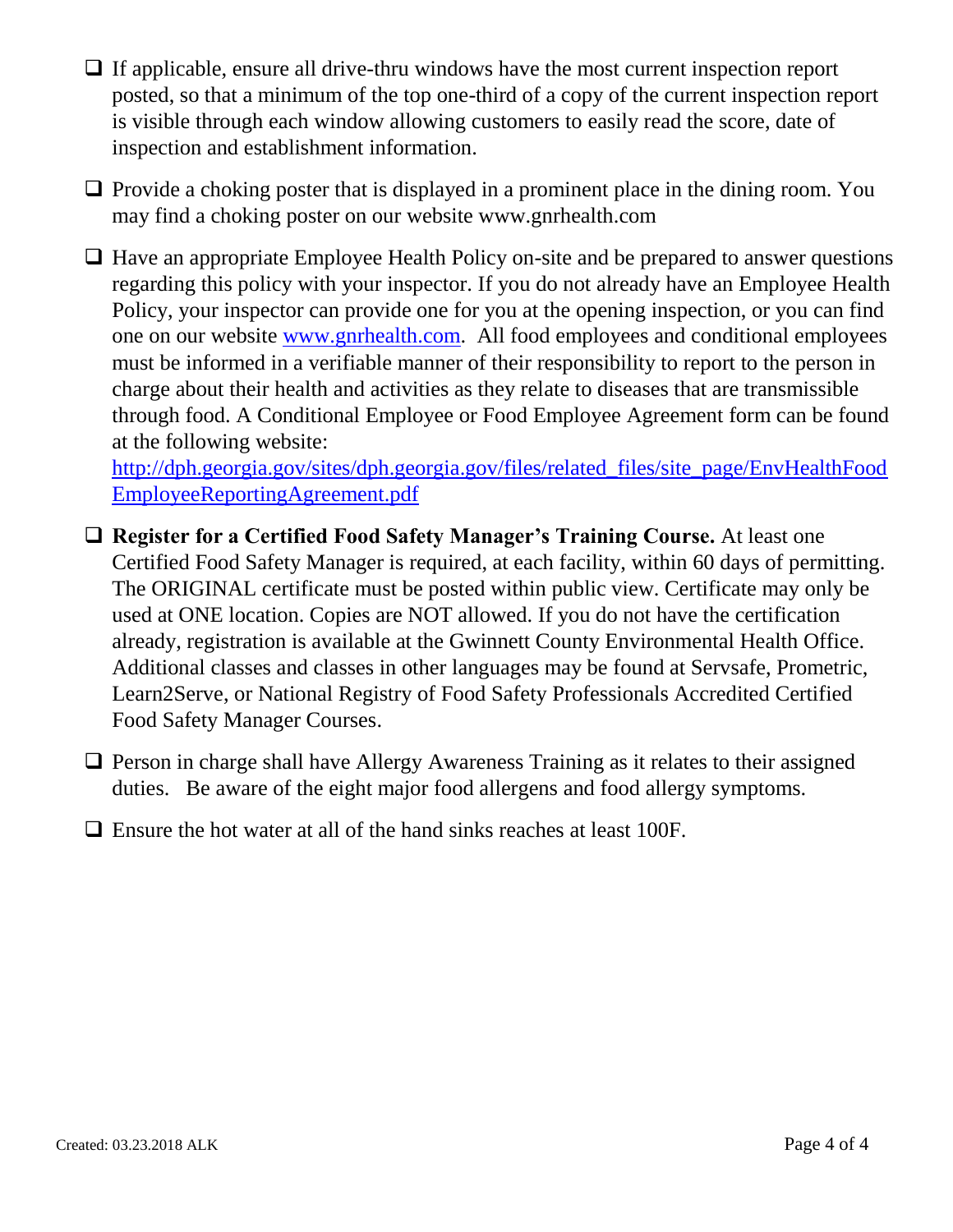- ☐ If applicable, ensure all drive-thru windows have the most current inspection report posted, so that a minimum of the top one-third of a copy of the current inspection report is visible through each window allowing customers to easily read the score, date of inspection and establishment information.

- ☐ Provide a choking poster that is displayed in a prominent place in the dining room. You may find a choking poster on our website www.gnrhealth.com

- ☐ Have an appropriate Employee Health Policy on-site and be prepared to answer questions regarding this policy with your inspector. If you do not already have an Employee Health Policy, your inspector can provide one for you at the opening inspection, or you can find one on our website [www.gnrhealth.com](http://www.gnrhealth.com). All food employees and conditional employees must be informed in a verifiable manner of their responsibility to report to the person in charge about their health and activities as they relate to diseases that are transmissible through food. A Conditional Employee or Food Employee Agreement form can be found at the following website: [http://dph.georgia.gov/sites/dph.georgia.gov/files/related_files/site_page/EnvHealthFoodEmployeeReportingAgreement.pdf](http://dph.georgia.gov/sites/dph.georgia.gov/files/related_files/site_page/EnvHealthFoodEmployeeReportingAgreement.pdf)

- ☐ **Register for a Certified Food Safety Manager's Training Course.** At least one Certified Food Safety Manager is required, at each facility, within 60 days of permitting. The ORIGINAL certificate must be posted within public view. Certificate may only be used at ONE location. Copies are NOT allowed. If you do not have the certification already, registration is available at the Gwinnett County Environmental Health Office. Additional classes and classes in other languages may be found at Servsafe, Prometric, Learn2Serve, or National Registry of Food Safety Professionals Accredited Certified Food Safety Manager Courses.

- ☐ Person in charge shall have Allergy Awareness Training as it relates to their assigned duties. Be aware of the eight major food allergens and food allergy symptoms.

- ☐ Ensure the hot water at all of the hand sinks reaches at least 100F.

Created: 03.23.2018 ALK